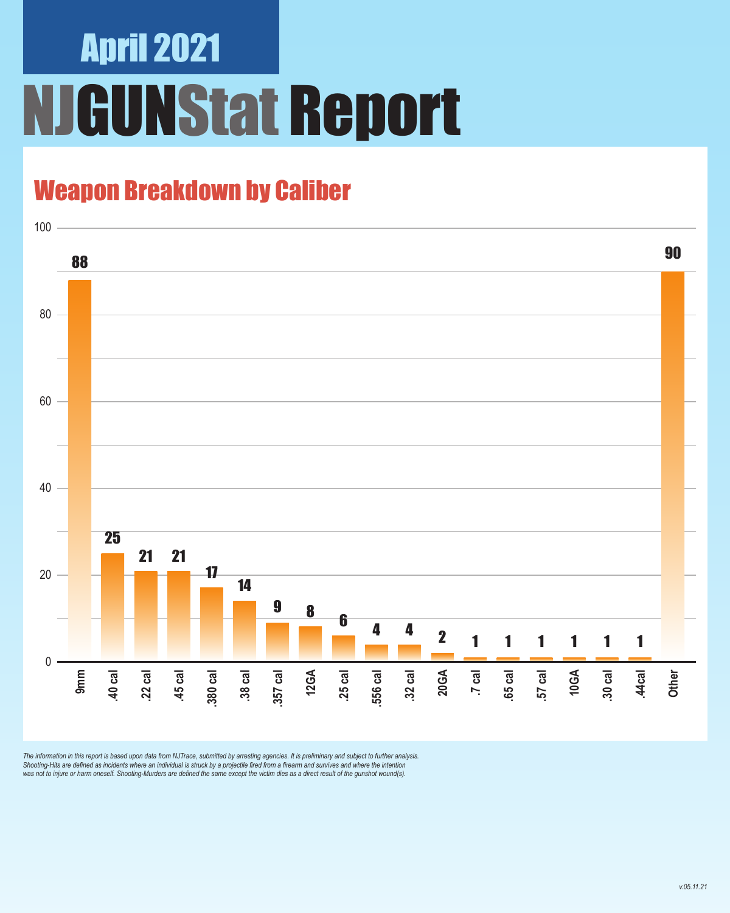April 2021

# NJGUNStat Report

## Weapon Breakdown by Caliber

| Caliber | Count |
|---|---|
| 9mm | 88 |
| .40 cal | 25 |
| .22 cal | 21 |
| .45 cal | 21 |
| .380 cal | 17 |
| .38 cal | 14 |
| .357 cal | 9 |
| 12GA | 8 |
| .25 cal | 6 |
| .556 cal | 4 |
| .32 cal | 4 |
| 20GA | 2 |
| .7 cal | 1 |
| .65 cal | 1 |
| .57 cal | 1 |
| 10GA | 1 |
| .30 cal | 1 |
| .44cal | 1 |
| Other | 90 |

*The information in this report is based upon data from NJTrace, submitted by arresting agencies. It is preliminary and subject to further analysis. Shooting-Hits are defined as incidents where an individual is struck by a projectile fired from a firearm and survives and where the intention was not to injure or harm oneself. Shooting-Murders are defined the same except the victim dies as a direct result of the gunshot wound(s).*

v.05.11.21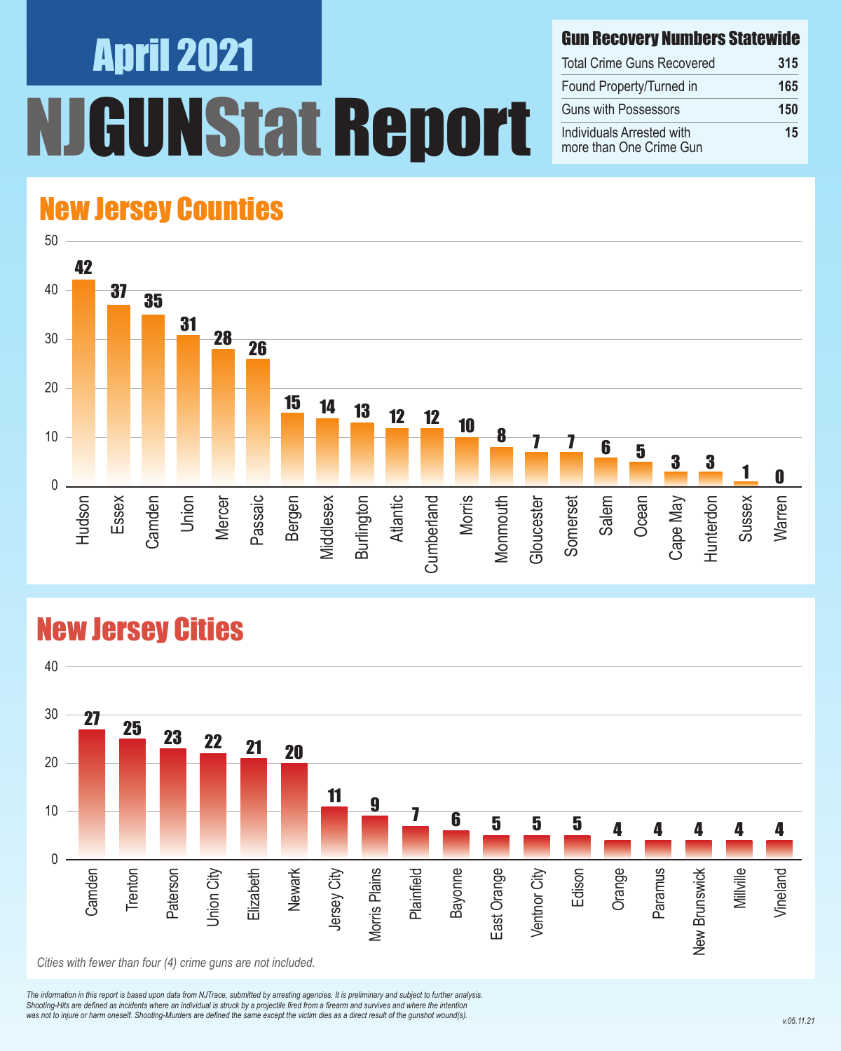# April 2021

# NJGUNStat Report

## Gun Recovery Numbers Statewide

| Gun Recovery Numbers Statewide | |
|---|---|
| Total Crime Guns Recovered | 315 |
| Found Property/Turned in | 165 |
| Guns with Possessors | 150 |
| Individuals Arrested with more than One Crime Gun | 15 |

## New Jersey Counties

| County | Crime Guns |
|---|---|
| Hudson | 42 |
| Essex | 37 |
| Camden | 35 |
| Union | 31 |
| Mercer | 28 |
| Passaic | 26 |
| Bergen | 15 |
| Middlesex | 14 |
| Burlington | 13 |
| Atlantic | 12 |
| Cumberland | 12 |
| Morris | 10 |
| Monmouth | 8 |
| Gloucester | 7 |
| Somerset | 7 |
| Salem | 6 |
| Ocean | 5 |
| Cape May | 3 |
| Hunterdon | 3 |
| Sussex | 1 |
| Warren | 0 |

## New Jersey Cities

| City | Crime Guns |
|---|---|
| Camden | 27 |
| Trenton | 25 |
| Paterson | 23 |
| Union City | 22 |
| Elizabeth | 21 |
| Newark | 20 |
| Jersey City | 11 |
| Morris Plains | 9 |
| Plainfield | 7 |
| Bayonne | 6 |
| East Orange | 5 |
| Ventnor City | 5 |
| Edison | 5 |
| Orange | 4 |
| Paramus | 4 |
| New Brunswick | 4 |
| Millville | 4 |
| Vineland | 4 |

*Cities with fewer than four (4) crime guns are not included.*

*The information in this report is based upon data from NJTrace, submitted by arresting agencies. It is preliminary and subject to further analysis. Shooting-Hits are defined as incidents where an individual is struck by a projectile fired from a firearm and survives and where the intention was not to injure or harm oneself. Shooting-Murders are defined the same except the victim dies as a direct result of the gunshot wound(s).*

v.05.11.21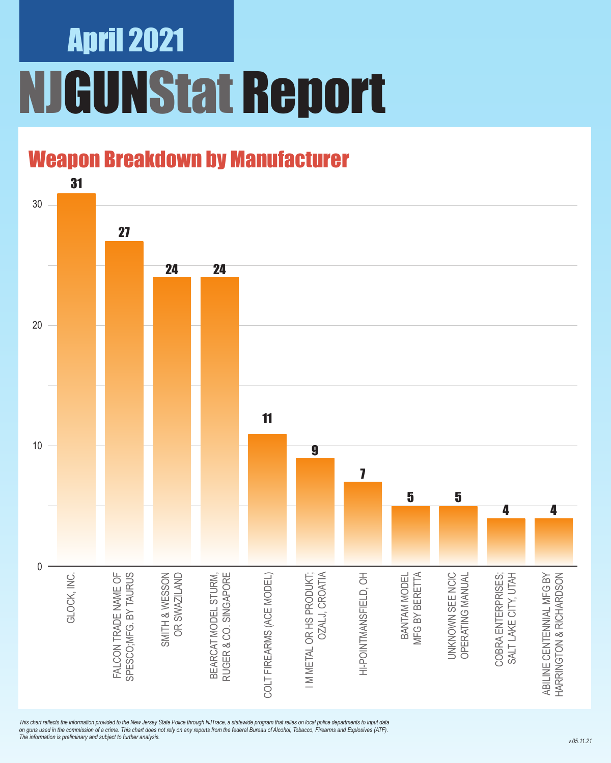## April 2021

# NJGUNStat Report

## Weapon Breakdown by Manufacturer

| Manufacturer | Count |
|---|---|
| GLOCK, INC. | 31 |
| FALCON TRADE NAME OF SPESCO;MFG. BY TAURUS | 27 |
| SMITH & WESSON OR SWAZILAND | 24 |
| BEARCAT MODEL STURM, RUGER & CO. SINGAPORE | 24 |
| COLT FIREARMS (ACE MODEL) | 11 |
| I M METAL OR HS PRODUKT; OZALJ, CROATIA | 9 |
| HI-POINTMANSFIELD, OH | 7 |
| BANTAM MODEL MFG BY BERETTA | 5 |
| UNKNOWN SEE NCIC OPERATING MANUAL | 5 |
| COBRA ENTERPRISES; SALT LAKE CITY, UTAH | 4 |
| ABILINE CENTENNIAL MFG BY HARRINGTON & RICHARDSON | 4 |

*This chart reflects the information provided to the New Jersey State Police through NJTrace, a statewide program that relies on local police departments to input data on guns used in the commission of a crime. This chart does not rely on any reports from the federal Bureau of Alcohol, Tobacco, Firearms and Explosives (ATF). The information is preliminary and subject to further analysis.*

v.05.11.21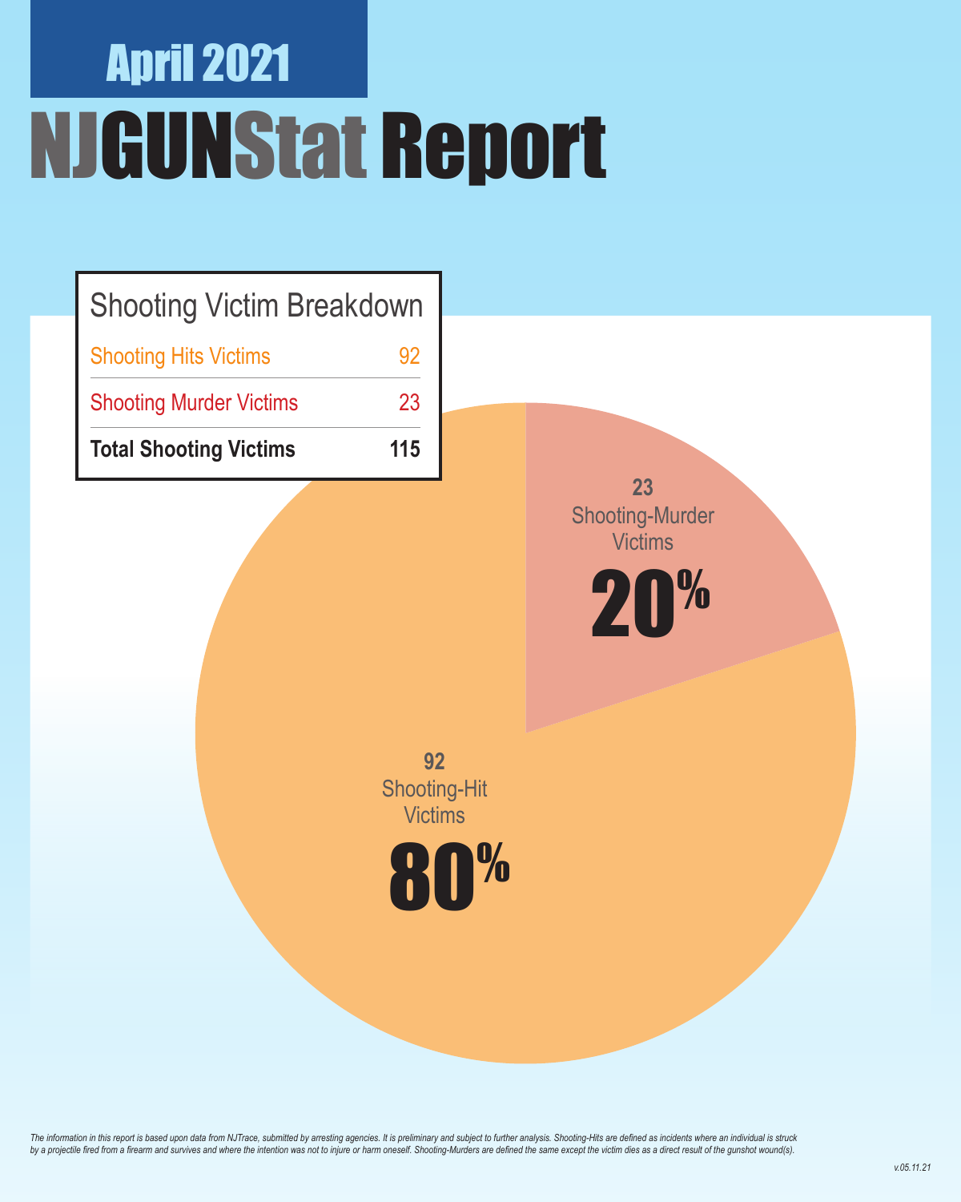## April 2021

# NJGUNStat Report

### Shooting Victim Breakdown

| | |
|---|---|
| Shooting Hits Victims | 92 |
| Shooting Murder Victims | 23 |
| **Total Shooting Victims** | **115** |

23
Shooting-Murder Victims
20%

92
Shooting-Hit Victims
80%

*The information in this report is based upon data from NJTrace, submitted by arresting agencies. It is preliminary and subject to further analysis. Shooting-Hits are defined as incidents where an individual is struck by a projectile fired from a firearm and survives and where the intention was not to injure or harm oneself. Shooting-Murders are defined the same except the victim dies as a direct result of the gunshot wound(s).*

*v.05.11.21*